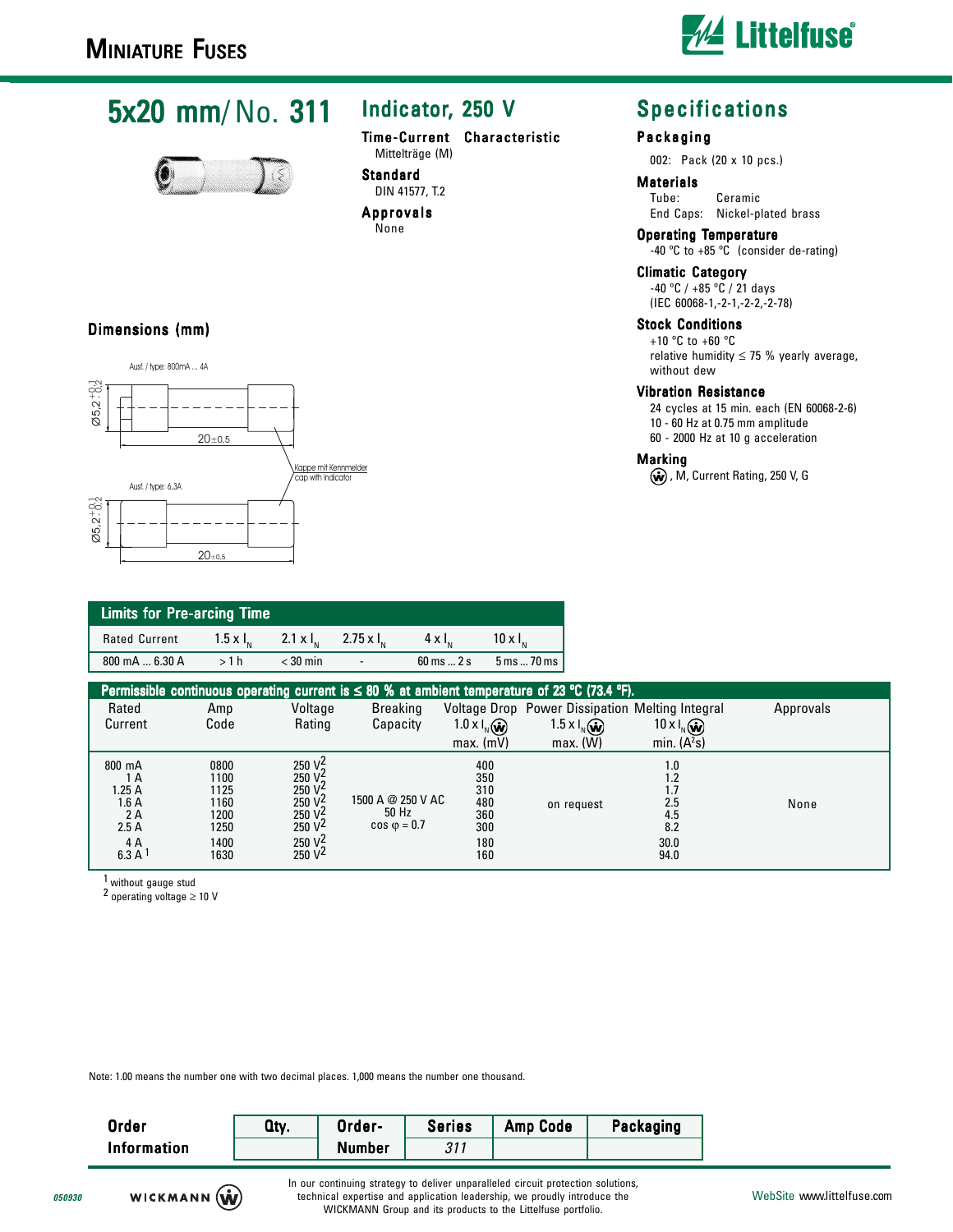# Miniature Fuses

## 5x20 mm/ No. 311

## Indicator, 250 V

**Time-Current Characteristic**
Mittelträge (M)

**Standard**
DIN 41577, T.2

**Approvals**
None

## Specifications

**Packaging**
002: Pack (20 x 10 pcs.)

**Materials**
Tube: Ceramic
End Caps: Nickel-plated brass

**Operating Temperature**
-40 °C to +85 °C (consider de-rating)

**Climatic Category**
-40 °C / +85 °C / 21 days
(IEC 60068-1,-2-1,-2-2,-2-78)

**Stock Conditions**
+10 °C to +60 °C
relative humidity ≤ 75 % yearly average, without dew

**Vibration Resistance**
24 cycles at 15 min. each (EN 60068-2-6)
10 - 60 Hz at 0.75 mm amplitude
60 - 2000 Hz at 10 g acceleration

**Marking**
Ⓦ, M, Current Rating, 250 V, G

### Dimensions (mm)

Ausf. / type: 800mA ... 4A

Ø5,2 +0,1/-0,2

20±0,5

Kappe mit Kennmelder
cap with indicator

Ausf. / type: 6,3A

Ø5,2 +0,1/-0,2

20±0,5

### Limits for Pre-arcing Time

| Rated Current | 1.5 x $I_N$ | 2.1 x $I_N$ | 2.75 x $I_N$ | 4 x $I_N$ | 10 x $I_N$ |
|---|---|---|---|---|---|
| 800 mA ... 6.30 A | > 1 h | < 30 min | - | 60 ms ... 2 s | 5 ms ... 70 ms |

### Permissible continuous operating current is ≤ 80 % at ambient temperature of 23 °C (73.4 °F).

| Rated Current | Amp Code | Voltage Rating | Breaking Capacity | Voltage Drop 1.0 x $I_N$ Ⓦ max. (mV) | Power Dissipation 1.5 x $I_N$ Ⓦ max. (W) | Melting Integral 10 x $I_N$ Ⓦ min. ($A^2s$) | Approvals |
|---|---|---|---|---|---|---|---|
| 800 mA | 0800 | 250 V[2] | 1500 A @ 250 V AC 50 Hz cos φ = 0.7 | 400 | on request | 1.0 | None |
| 1 A | 1100 | 250 V[2] | | 350 | | 1.2 | |
| 1.25 A | 1125 | 250 V[2] | | 310 | | 1.7 | |
| 1.6 A | 1160 | 250 V[2] | | 480 | | 2.5 | |
| 2 A | 1200 | 250 V[2] | | 360 | | 4.5 | |
| 2.5 A | 1250 | 250 V[2] | | 300 | | 8.2 | |
| 4 A | 1400 | 250 V[2] | | 180 | | 30.0 | |
| 6.3 A [1] | 1630 | 250 V[2] | | 160 | | 94.0 | |

[1] without gauge stud
[2] operating voltage ≥ 10 V

Note: 1.00 means the number one with two decimal places. 1,000 means the number one thousand.

| Order Information | Qty. | Order-Number | Series | Amp Code | Packaging |
|---|---|---|---|---|---|
| | | | 311 | | |

In our continuing strategy to deliver unparalleled circuit protection solutions, technical expertise and application leadership, we proudly introduce the WICKMANN Group and its products to the Littelfuse portfolio.

WebSite www.littelfuse.com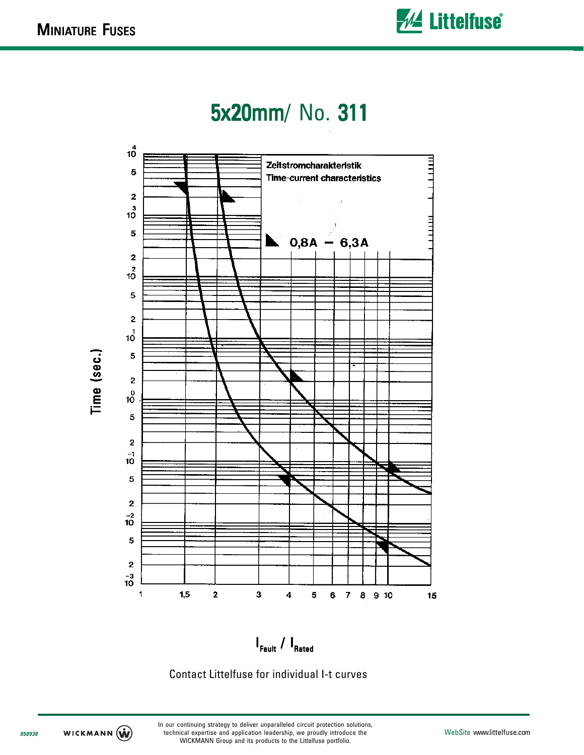# 5x20mm/ No. 311

Zeitstromcharakteristik
Time-current characteristics

0,8A – 6,3A

Time (sec.)

$10^4$, 5, 2, $10^3$, 5, 2, $10^2$, 5, 2, $10^1$, 5, 2, $10^0$, 5, 2, $10^{-1}$, 5, 2, $10^{-2}$, 5, 2, $10^{-3}$

1, 1,5, 2, 3, 4, 5, 6, 7, 8, 9, 10, 15

$I_{Fault}$ / $I_{Rated}$

Contact Littelfuse for individual I-t curves

050930

WICKMANN

In our continuing strategy to deliver unparalleled circuit protection solutions, technical expertise and application leadership, we proudly introduce the WICKMANN Group and its products to the Littelfuse portfolio.

WebSite www.littelfuse.com